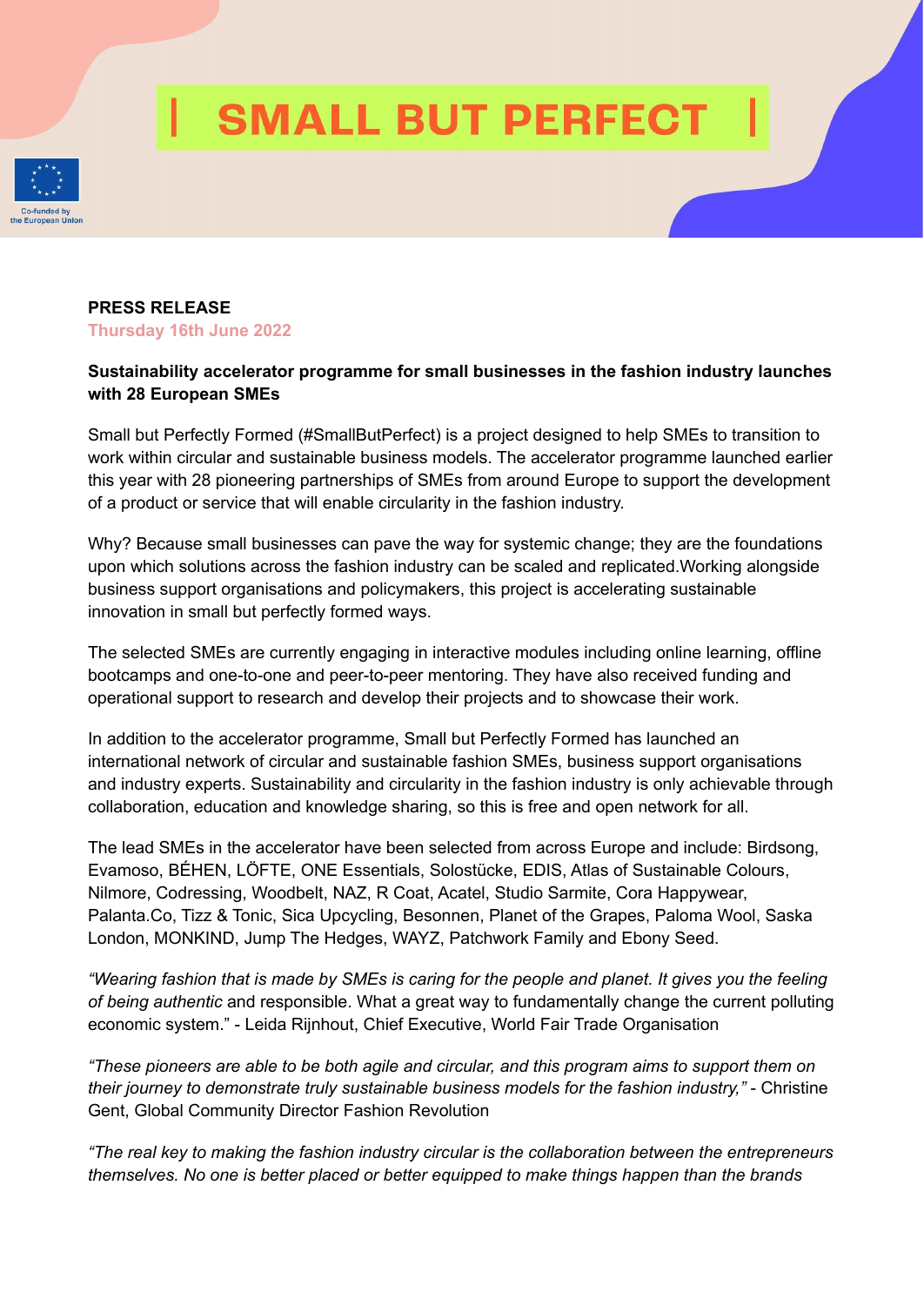# SMALL BUT PERFECT

Co-funded by the European Union

**PRESS RELEASE**

**Thursday 16th June 2022**

**Sustainability accelerator programme for small businesses in the fashion industry launches with 28 European SMEs**

Small but Perfectly Formed (#SmallButPerfect) is a project designed to help SMEs to transition to work within circular and sustainable business models. The accelerator programme launched earlier this year with 28 pioneering partnerships of SMEs from around Europe to support the development of a product or service that will enable circularity in the fashion industry.

Why? Because small businesses can pave the way for systemic change; they are the foundations upon which solutions across the fashion industry can be scaled and replicated.Working alongside business support organisations and policymakers, this project is accelerating sustainable innovation in small but perfectly formed ways.

The selected SMEs are currently engaging in interactive modules including online learning, offline bootcamps and one-to-one and peer-to-peer mentoring. They have also received funding and operational support to research and develop their projects and to showcase their work.

In addition to the accelerator programme, Small but Perfectly Formed has launched an international network of circular and sustainable fashion SMEs, business support organisations and industry experts. Sustainability and circularity in the fashion industry is only achievable through collaboration, education and knowledge sharing, so this is free and open network for all.

The lead SMEs in the accelerator have been selected from across Europe and include: Birdsong, Evamoso, BÉHEN, LÖFTE, ONE Essentials, Solostücke, EDIS, Atlas of Sustainable Colours, Nilmore, Codressing, Woodbelt, NAZ, R Coat, Acatel, Studio Sarmite, Cora Happywear, Palanta.Co, Tizz & Tonic, Sica Upcycling, Besonnen, Planet of the Grapes, Paloma Wool, Saska London, MONKIND, Jump The Hedges, WAYZ, Patchwork Family and Ebony Seed.

*"Wearing fashion that is made by SMEs is caring for the people and planet. It gives you the feeling of being authentic* and responsible. What a great way to fundamentally change the current polluting economic system." - Leida Rijnhout, Chief Executive, World Fair Trade Organisation

*"These pioneers are able to be both agile and circular, and this program aims to support them on their journey to demonstrate truly sustainable business models for the fashion industry,"* - Christine Gent, Global Community Director Fashion Revolution

*"The real key to making the fashion industry circular is the collaboration between the entrepreneurs themselves. No one is better placed or better equipped to make things happen than the brands*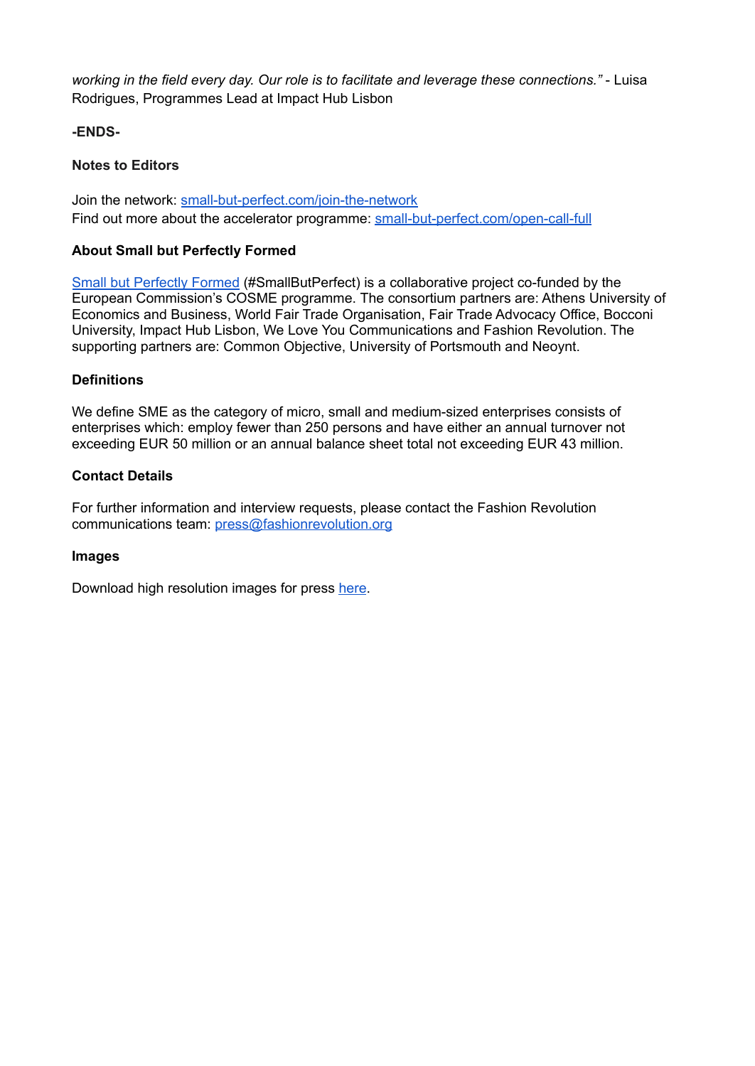*working in the field every day. Our role is to facilitate and leverage these connections."* - Luisa Rodrigues, Programmes Lead at Impact Hub Lisbon

**-ENDS-**

**Notes to Editors**

Join the network: [small-but-perfect.com/join-the-network](small-but-perfect.com/join-the-network)
Find out more about the accelerator programme: [small-but-perfect.com/open-call-full](small-but-perfect.com/open-call-full)

**About Small but Perfectly Formed**

[Small but Perfectly Formed](Small but Perfectly Formed) (#SmallButPerfect) is a collaborative project co-funded by the European Commission's COSME programme. The consortium partners are: Athens University of Economics and Business, World Fair Trade Organisation, Fair Trade Advocacy Office, Bocconi University, Impact Hub Lisbon, We Love You Communications and Fashion Revolution. The supporting partners are: Common Objective, University of Portsmouth and Neoynt.

**Definitions**

We define SME as the category of micro, small and medium-sized enterprises consists of enterprises which: employ fewer than 250 persons and have either an annual turnover not exceeding EUR 50 million or an annual balance sheet total not exceeding EUR 43 million.

**Contact Details**

For further information and interview requests, please contact the Fashion Revolution communications team: [press@fashionrevolution.org](mailto:press@fashionrevolution.org)

**Images**

Download high resolution images for press [here](here).